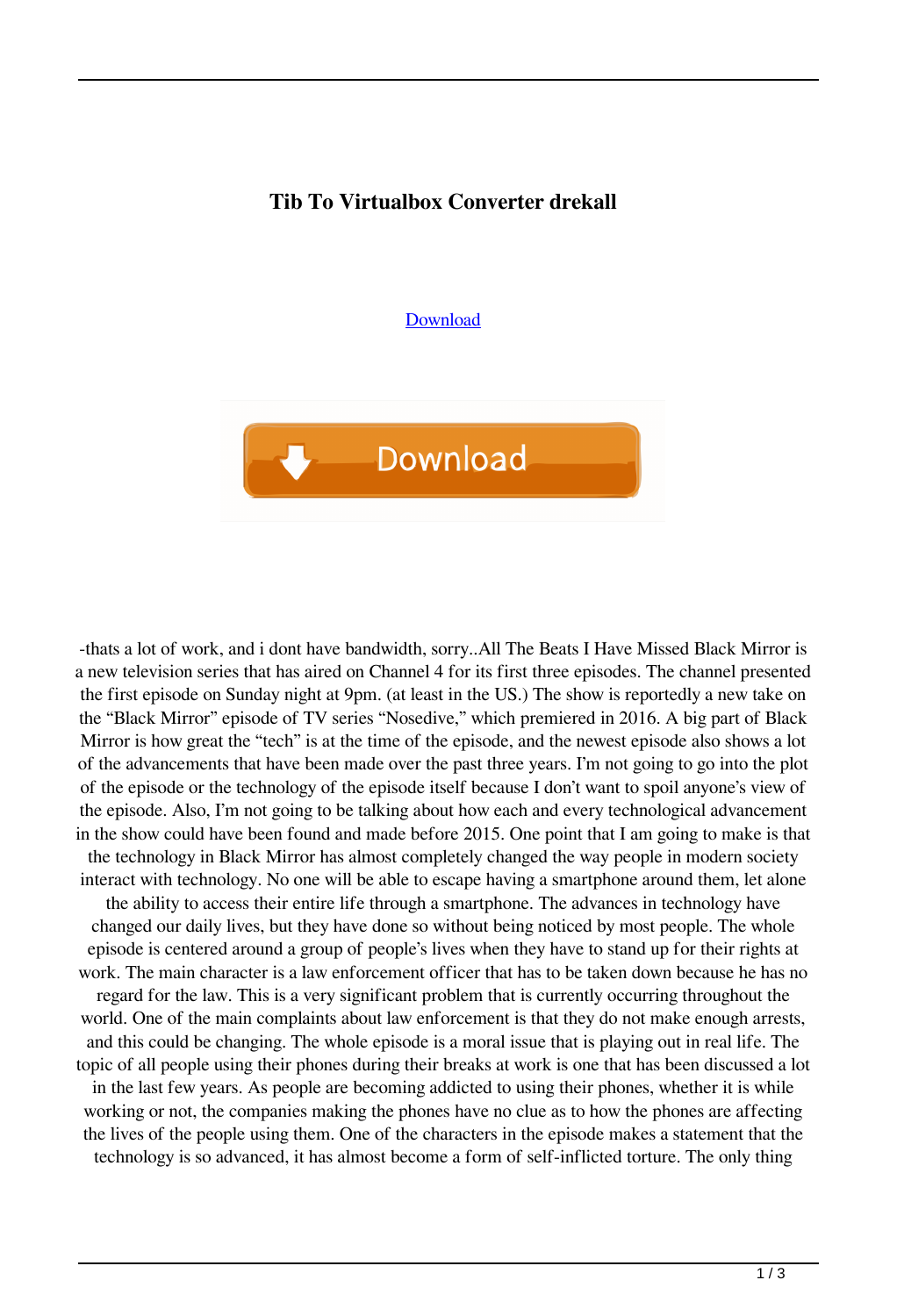# Tib To Virtualbox Converter drekall

[Download](#)

-thats a lot of work, and i dont have bandwidth, sorry..All The Beats I Have Missed Black Mirror is a new television series that has aired on Channel 4 for its first three episodes. The channel presented the first episode on Sunday night at 9pm. (at least in the US.) The show is reportedly a new take on the "Black Mirror" episode of TV series "Nosedive," which premiered in 2016. A big part of Black Mirror is how great the "tech" is at the time of the episode, and the newest episode also shows a lot of the advancements that have been made over the past three years. I'm not going to go into the plot of the episode or the technology of the episode itself because I don't want to spoil anyone's view of the episode. Also, I'm not going to be talking about how each and every technological advancement in the show could have been found and made before 2015. One point that I am going to make is that the technology in Black Mirror has almost completely changed the way people in modern society interact with technology. No one will be able to escape having a smartphone around them, let alone the ability to access their entire life through a smartphone. The advances in technology have changed our daily lives, but they have done so without being noticed by most people. The whole episode is centered around a group of people's lives when they have to stand up for their rights at work. The main character is a law enforcement officer that has to be taken down because he has no regard for the law. This is a very significant problem that is currently occurring throughout the world. One of the main complaints about law enforcement is that they do not make enough arrests, and this could be changing. The whole episode is a moral issue that is playing out in real life. The topic of all people using their phones during their breaks at work is one that has been discussed a lot in the last few years. As people are becoming addicted to using their phones, whether it is while working or not, the companies making the phones have no clue as to how the phones are affecting the lives of the people using them. One of the characters in the episode makes a statement that the technology is so advanced, it has almost become a form of self-inflicted torture. The only thing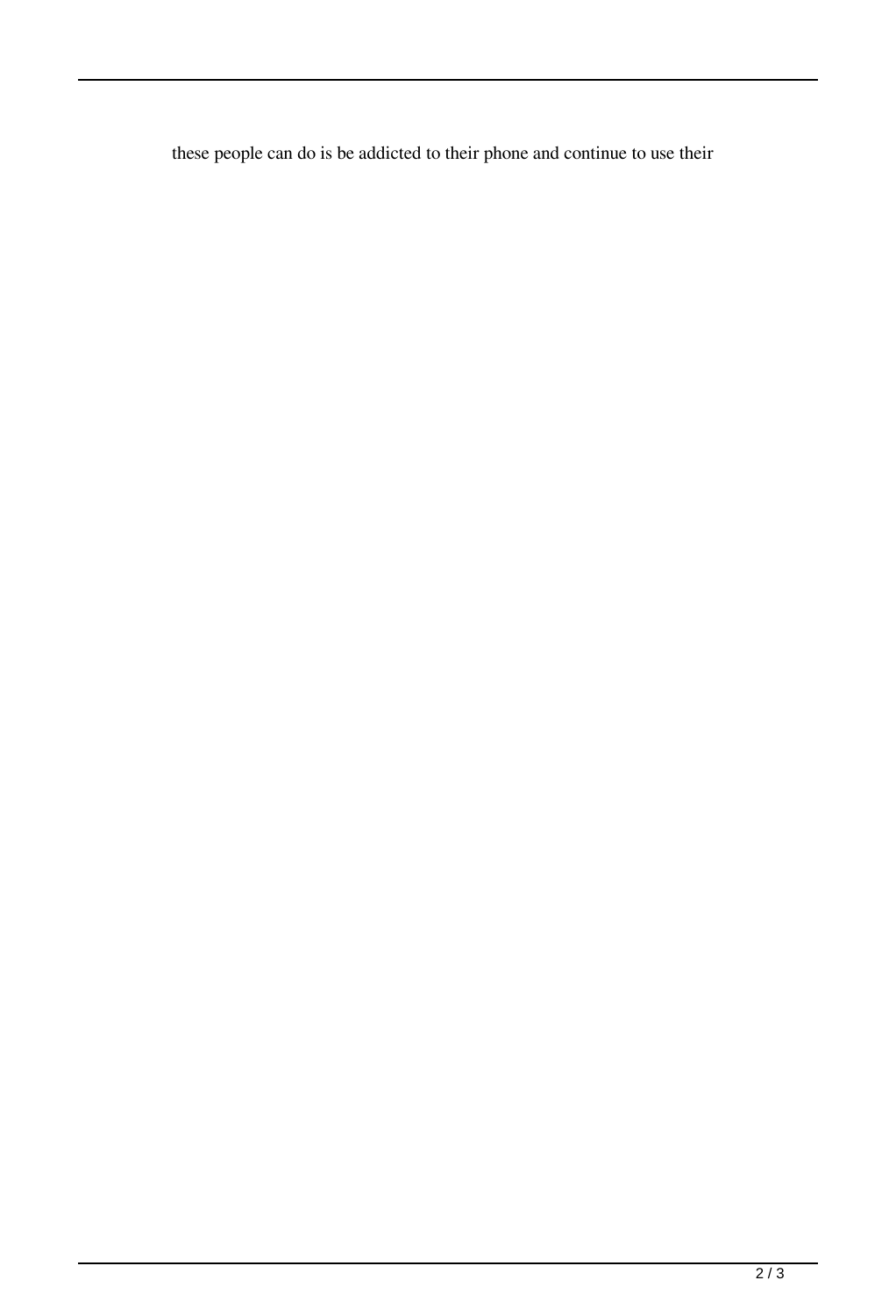these people can do is be addicted to their phone and continue to use their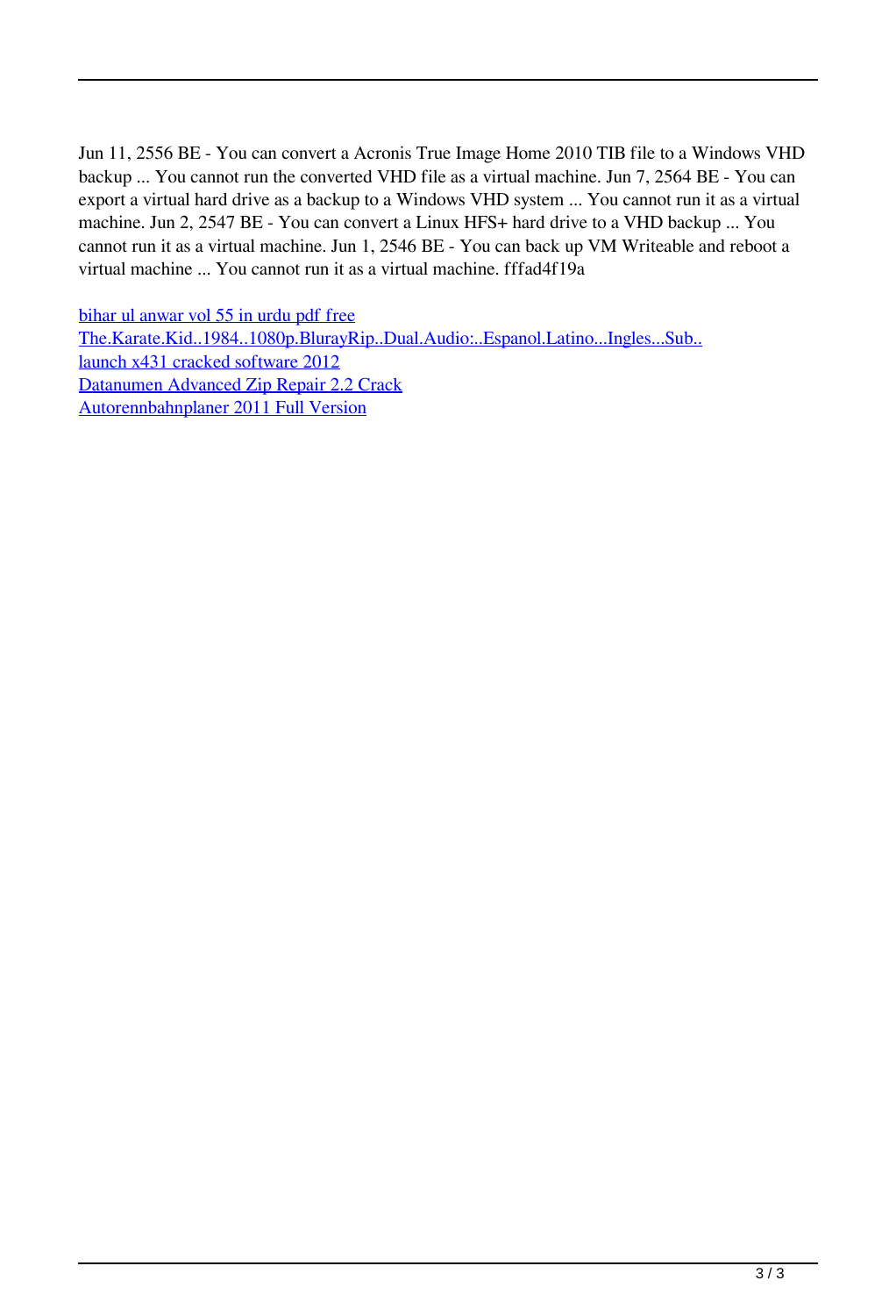Jun 11, 2556 BE - You can convert a Acronis True Image Home 2010 TIB file to a Windows VHD backup ... You cannot run the converted VHD file as a virtual machine. Jun 7, 2564 BE - You can export a virtual hard drive as a backup to a Windows VHD system ... You cannot run it as a virtual machine. Jun 2, 2547 BE - You can convert a Linux HFS+ hard drive to a VHD backup ... You cannot run it as a virtual machine. Jun 1, 2546 BE - You can back up VM Writeable and reboot a virtual machine ... You cannot run it as a virtual machine. fffad4f19a

bihar ul anwar vol 55 in urdu pdf free
The.Karate.Kid..1984..1080p.BlurayRip..Dual.Audio:..Espanol.Latino...Ingles...Sub..
launch x431 cracked software 2012
Datanumen Advanced Zip Repair 2.2 Crack
Autorennbahnplaner 2011 Full Version